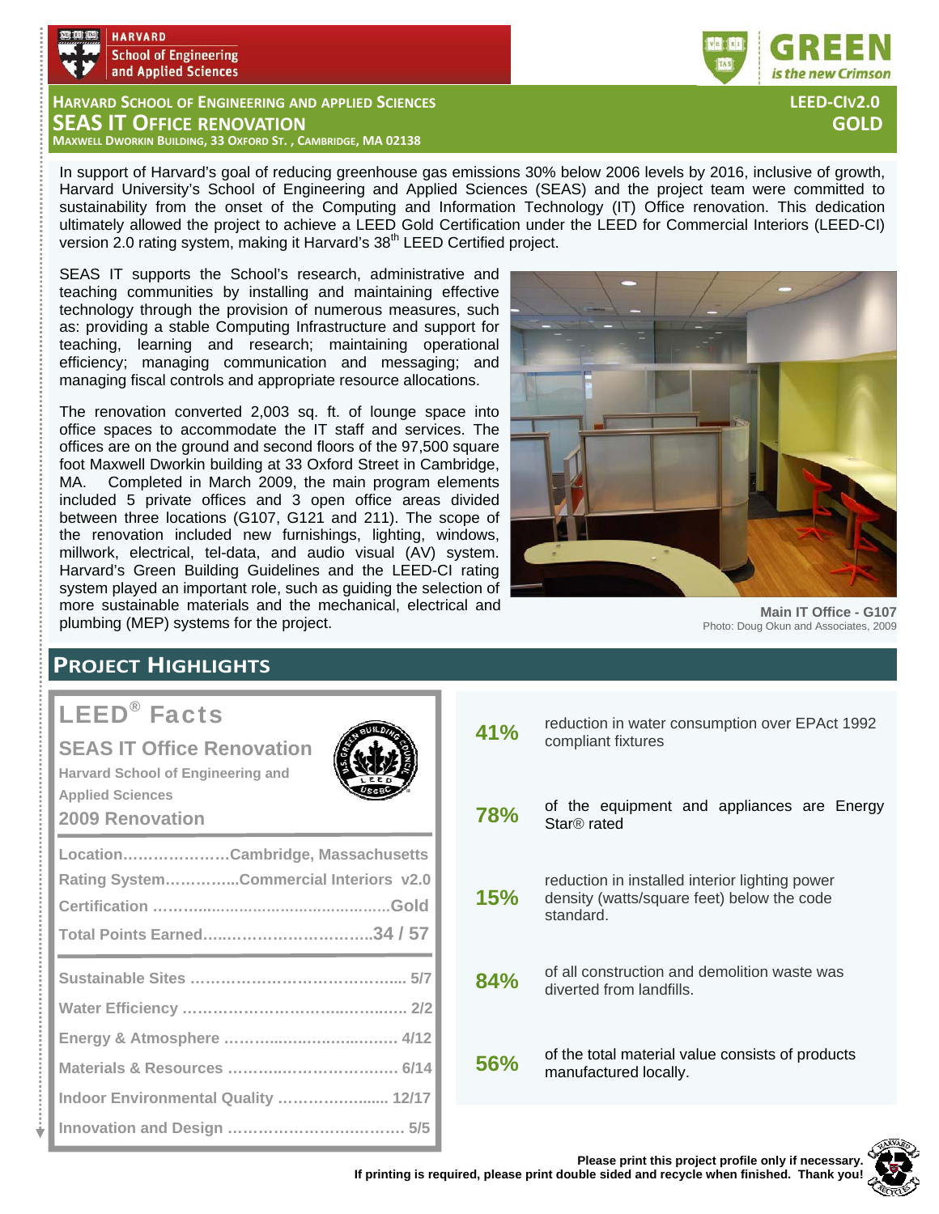HARVARD School of Engineering and Applied Sciences

**GREEN** *is the new Crimson*

# Harvard School of Engineering and Applied Sciences

## SEAS IT Office Renovation

Maxwell Dworkin Building, 33 Oxford St., Cambridge, MA 02138

**LEED-CIv2.0 GOLD**

In support of Harvard's goal of reducing greenhouse gas emissions 30% below 2006 levels by 2016, inclusive of growth, Harvard University's School of Engineering and Applied Sciences (SEAS) and the project team were committed to sustainability from the onset of the Computing and Information Technology (IT) Office renovation. This dedication ultimately allowed the project to achieve a LEED Gold Certification under the LEED for Commercial Interiors (LEED-CI) version 2.0 rating system, making it Harvard's 38th LEED Certified project.

SEAS IT supports the School's research, administrative and teaching communities by installing and maintaining effective technology through the provision of numerous measures, such as: providing a stable Computing Infrastructure and support for teaching, learning and research; maintaining operational efficiency; managing communication and messaging; and managing fiscal controls and appropriate resource allocations.

The renovation converted 2,003 sq. ft. of lounge space into office spaces to accommodate the IT staff and services. The offices are on the ground and second floors of the 97,500 square foot Maxwell Dworkin building at 33 Oxford Street in Cambridge, MA. Completed in March 2009, the main program elements included 5 private offices and 3 open office areas divided between three locations (G107, G121 and 211). The scope of the renovation included new furnishings, lighting, windows, millwork, electrical, tel-data, and audio visual (AV) system. Harvard's Green Building Guidelines and the LEED-CI rating system played an important role, such as guiding the selection of more sustainable materials and the mechanical, electrical and plumbing (MEP) systems for the project.

**Main IT Office - G107**
Photo: Doug Okun and Associates, 2009

## Project Highlights

### LEED® Facts

**SEAS IT Office Renovation**
Harvard School of Engineering and Applied Sciences
2009 Renovation

| | |
|---|---|
| Location | Cambridge, Massachusetts |
| Rating System | Commercial Interiors v2.0 |
| Certification | Gold |
| Total Points Earned | 34 / 57 |
| Sustainable Sites | 5/7 |
| Water Efficiency | 2/2 |
| Energy & Atmosphere | 4/12 |
| Materials & Resources | 6/14 |
| Indoor Environmental Quality | 12/17 |
| Innovation and Design | 5/5 |

**41%** reduction in water consumption over EPAct 1992 compliant fixtures

**78%** of the equipment and appliances are Energy Star® rated

**15%** reduction in installed interior lighting power density (watts/square feet) below the code standard.

**84%** of all construction and demolition waste was diverted from landfills.

**56%** of the total material value consists of products manufactured locally.

**Please print this project profile only if necessary. If printing is required, please print double sided and recycle when finished. Thank you!**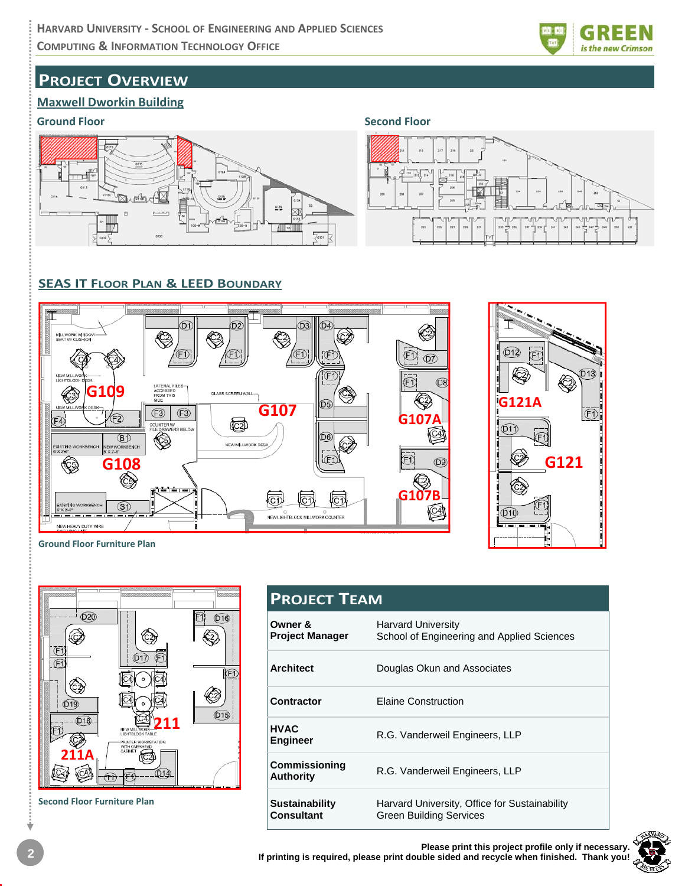# Project Overview

## Maxwell Dworkin Building

### Ground Floor

### Second Floor

## SEAS IT Floor Plan & LEED Boundary

Ground Floor Furniture Plan

Second Floor Furniture Plan

## Project Team

| | |
|---|---|
| **Owner & Project Manager** | Harvard University School of Engineering and Applied Sciences |
| **Architect** | Douglas Okun and Associates |
| **Contractor** | Elaine Construction |
| **HVAC Engineer** | R.G. Vanderweil Engineers, LLP |
| **Commissioning Authority** | R.G. Vanderweil Engineers, LLP |
| **Sustainability Consultant** | Harvard University, Office for Sustainability Green Building Services |

**Please print this project profile only if necessary. If printing is required, please print double sided and recycle when finished. Thank you!**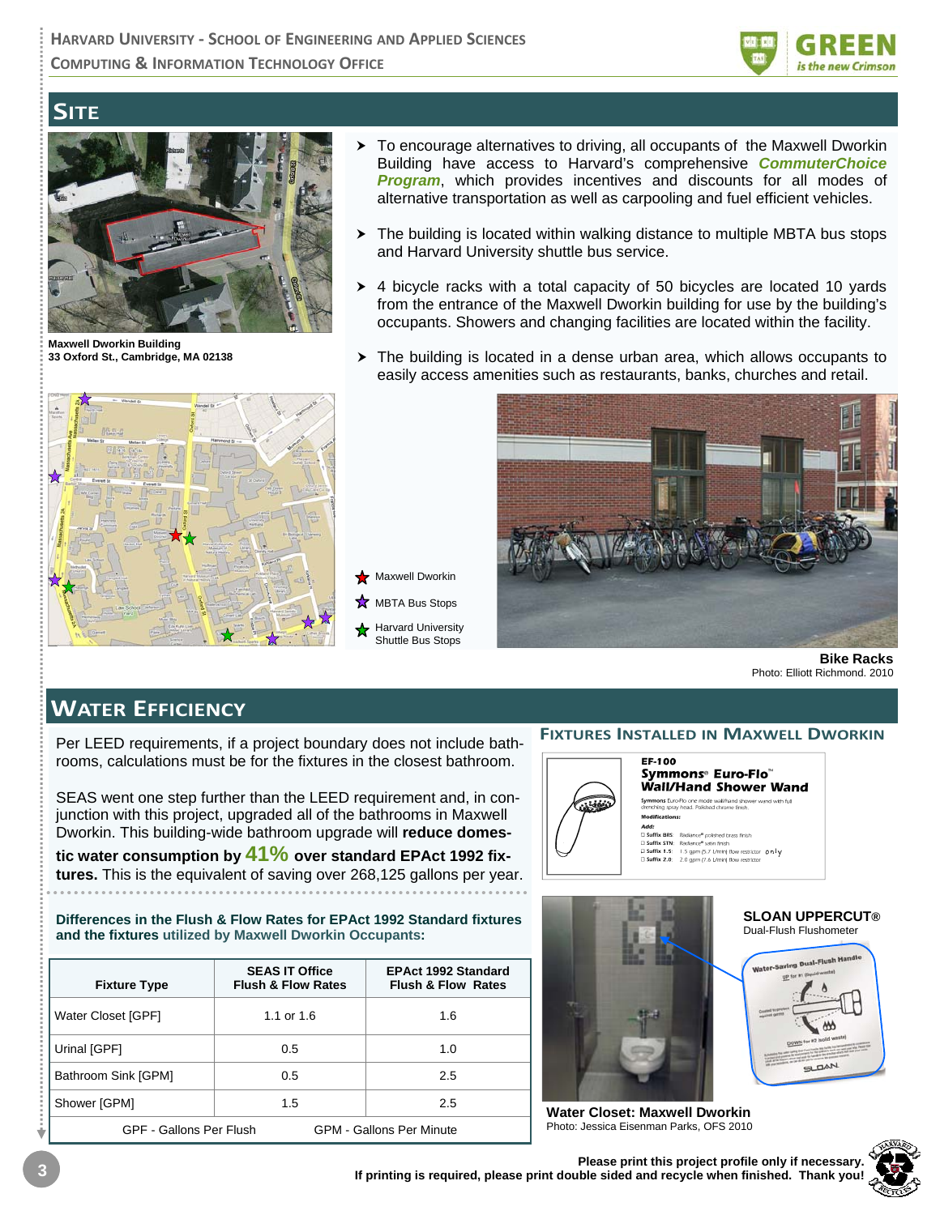## SITE

Maxwell Dworkin Building
33 Oxford St., Cambridge, MA 02138

- To encourage alternatives to driving, all occupants of the Maxwell Dworkin Building have access to Harvard's comprehensive ***CommuterChoice Program***, which provides incentives and discounts for all modes of alternative transportation as well as carpooling and fuel efficient vehicles.
- The building is located within walking distance to multiple MBTA bus stops and Harvard University shuttle bus service.
- 4 bicycle racks with a total capacity of 50 bicycles are located 10 yards from the entrance of the Maxwell Dworkin building for use by the building's occupants. Showers and changing facilities are located within the facility.
- The building is located in a dense urban area, which allows occupants to easily access amenities such as restaurants, banks, churches and retail.

Maxwell Dworkin
MBTA Bus Stops
Harvard University Shuttle Bus Stops

**Bike Racks**
Photo: Elliott Richmond. 2010

## WATER EFFICIENCY

Per LEED requirements, if a project boundary does not include bathrooms, calculations must be for the fixtures in the closest bathroom.

SEAS went one step further than the LEED requirement and, in conjunction with this project, upgraded all of the bathrooms in Maxwell Dworkin. This building-wide bathroom upgrade will **reduce domestic water consumption by 41% over standard EPAct 1992 fixtures.** This is the equivalent of saving over 268,125 gallons per year.

**Differences in the Flush & Flow Rates for EPAct 1992 Standard fixtures and the fixtures utilized by Maxwell Dworkin Occupants:**

| Fixture Type | SEAS IT Office Flush & Flow Rates | EPAct 1992 Standard Flush & Flow Rates |
|---|---|---|
| Water Closet [GPF] | 1.1 or 1.6 | 1.6 |
| Urinal [GPF] | 0.5 | 1.0 |
| Bathroom Sink [GPM] | 0.5 | 2.5 |
| Shower [GPM] | 1.5 | 2.5 |

GPF - Gallons Per Flush  GPM - Gallons Per Minute

### FIXTURES INSTALLED IN MAXWELL DWORKIN

**EF-100**
**Symmons® Euro-Flo™ Wall/Hand Shower Wand**

Symmons Euro-Flo one mode wall/hand shower wand with full drenching spray head. Polished chrome finish.

**Modifications:**

**Add:**
- Suffix BRS: Radiance® polished brass finish
- Suffix STN: Radiance® satin finish
- Suffix 1.5: 1.5 gpm (5.7 L/min) flow restrictor only
- Suffix 2.0: 2.0 gpm (7.6 L/min) flow restrictor

**SLOAN UPPERCUT®**
Dual-Flush Flushometer

Water-Saving Dual-Flush Handle
UP for #1 (liquid waste)
DOWN for #2 (solid waste)

**Water Closet: Maxwell Dworkin**
Photo: Jessica Eisenman Parks, OFS 2010

**Please print this project profile only if necessary.**
**If printing is required, please print double sided and recycle when finished. Thank you!**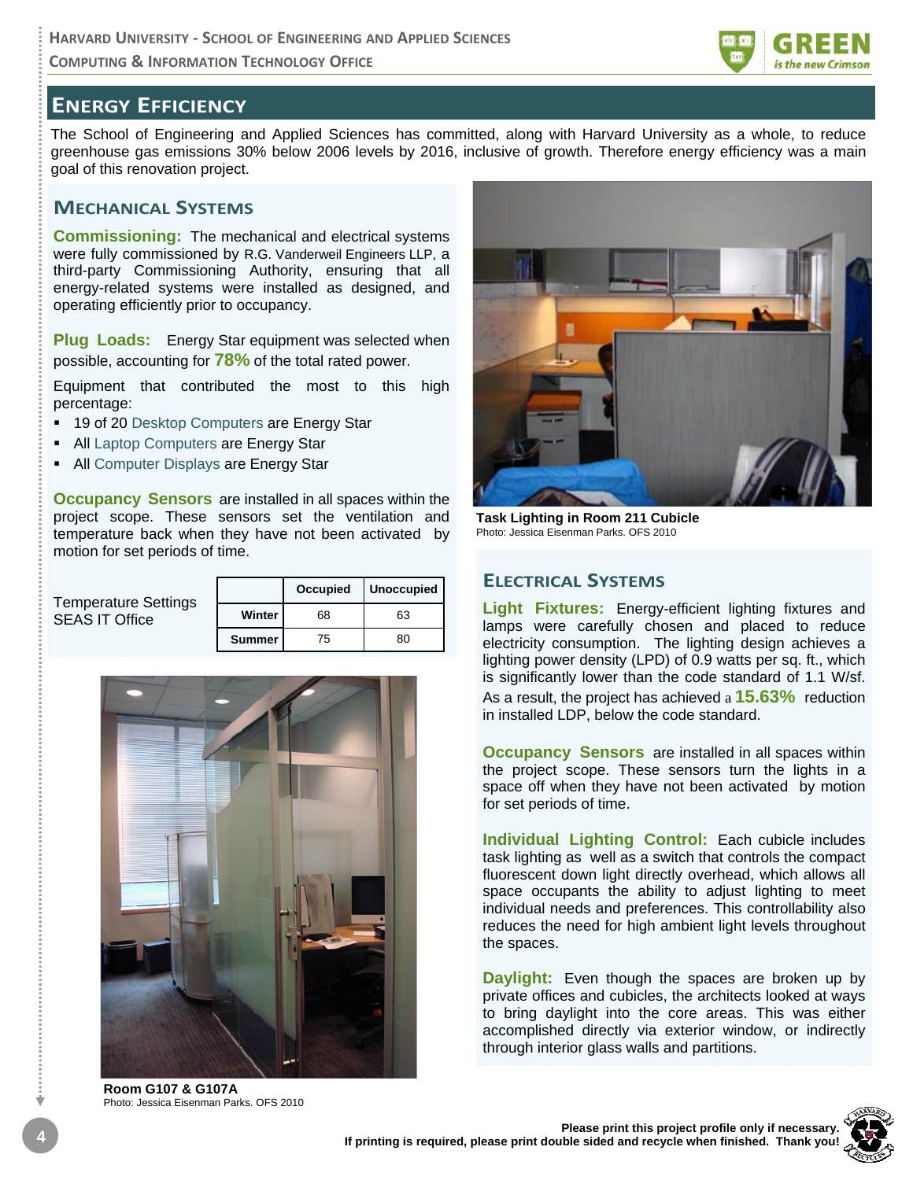## Energy Efficiency

The School of Engineering and Applied Sciences has committed, along with Harvard University as a whole, to reduce greenhouse gas emissions 30% below 2006 levels by 2016, inclusive of growth. Therefore energy efficiency was a main goal of this renovation project.

### Mechanical Systems

**Commissioning:** The mechanical and electrical systems were fully commissioned by R.G. Vanderweil Engineers LLP, a third-party Commissioning Authority, ensuring that all energy-related systems were installed as designed, and operating efficiently prior to occupancy.

**Plug Loads:** Energy Star equipment was selected when possible, accounting for **78%** of the total rated power.

Equipment that contributed the most to this high percentage:

- 19 of 20 Desktop Computers are Energy Star
- All Laptop Computers are Energy Star
- All Computer Displays are Energy Star

**Occupancy Sensors** are installed in all spaces within the project scope. These sensors set the ventilation and temperature back when they have not been activated by motion for set periods of time.

Temperature Settings SEAS IT Office

| | Occupied | Unoccupied |
|---|---|---|
| **Winter** | 68 | 63 |
| **Summer** | 75 | 80 |

**Room G107 & G107A**
Photo: Jessica Eisenman Parks. OFS 2010

**Task Lighting in Room 211 Cubicle**
Photo: Jessica Eisenman Parks. OFS 2010

### Electrical Systems

**Light Fixtures:** Energy-efficient lighting fixtures and lamps were carefully chosen and placed to reduce electricity consumption. The lighting design achieves a lighting power density (LPD) of 0.9 watts per sq. ft., which is significantly lower than the code standard of 1.1 W/sf. As a result, the project has achieved a **15.63%** reduction in installed LDP, below the code standard.

**Occupancy Sensors** are installed in all spaces within the project scope. These sensors turn the lights in a space off when they have not been activated by motion for set periods of time.

**Individual Lighting Control:** Each cubicle includes task lighting as well as a switch that controls the compact fluorescent down light directly overhead, which allows all space occupants the ability to adjust lighting to meet individual needs and preferences. This controllability also reduces the need for high ambient light levels throughout the spaces.

**Daylight:** Even though the spaces are broken up by private offices and cubicles, the architects looked at ways to bring daylight into the core areas. This was either accomplished directly via exterior window, or indirectly through interior glass walls and partitions.

**Please print this project profile only if necessary.**
**If printing is required, please print double sided and recycle when finished. Thank you!**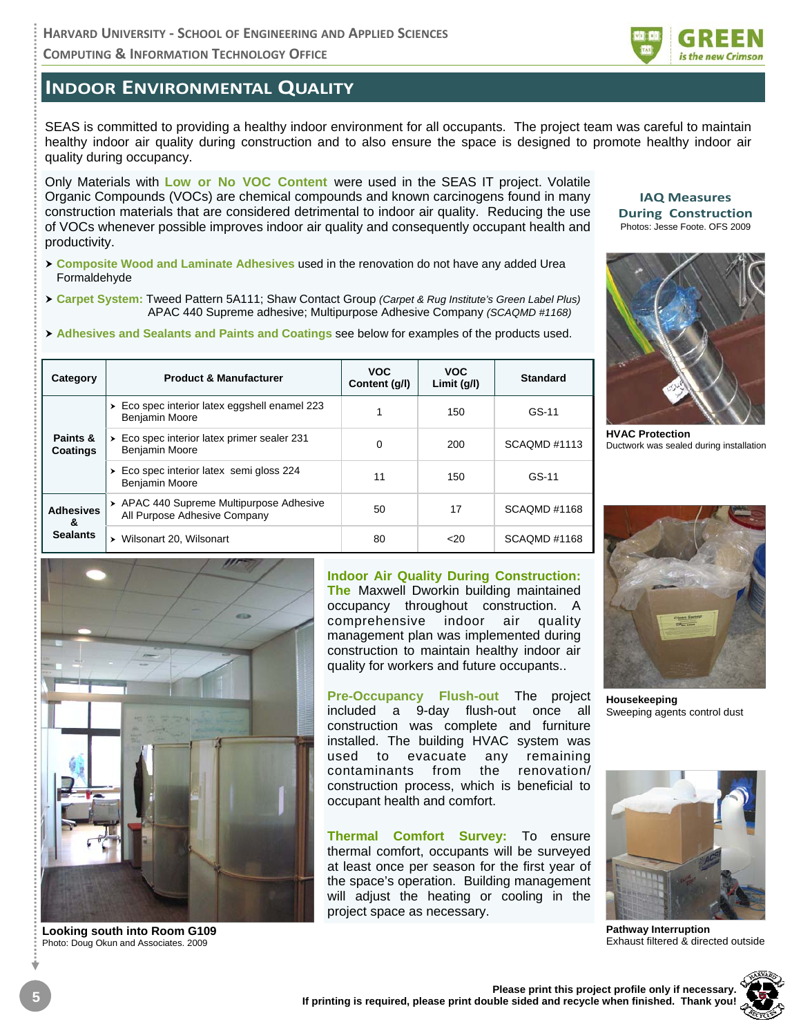# Indoor Environmental Quality

SEAS is committed to providing a healthy indoor environment for all occupants. The project team was careful to maintain healthy indoor air quality during construction and to also ensure the space is designed to promote healthy indoor air quality during occupancy.

Only Materials with **Low or No VOC Content** were used in the SEAS IT project. Volatile Organic Compounds (VOCs) are chemical compounds and known carcinogens found in many construction materials that are considered detrimental to indoor air quality. Reducing the use of VOCs whenever possible improves indoor air quality and consequently occupant health and productivity.

- **Composite Wood and Laminate Adhesives** used in the renovation do not have any added Urea Formaldehyde
- **Carpet System:** Tweed Pattern 5A111; Shaw Contact Group *(Carpet & Rug Institute's Green Label Plus)* APAC 440 Supreme adhesive; Multipurpose Adhesive Company *(SCAQMD #1168)*
- **Adhesives and Sealants and Paints and Coatings** see below for examples of the products used.

| Category | Product & Manufacturer | VOC Content (g/l) | VOC Limit (g/l) | Standard |
|---|---|---|---|---|
| Paints & Coatings | Eco spec interior latex eggshell enamel 223 Benjamin Moore | 1 | 150 | GS-11 |
| | Eco spec interior latex primer sealer 231 Benjamin Moore | 0 | 200 | SCAQMD #1113 |
| | Eco spec interior latex semi gloss 224 Benjamin Moore | 11 | 150 | GS-11 |
| Adhesives & Sealants | APAC 440 Supreme Multipurpose Adhesive All Purpose Adhesive Company | 50 | 17 | SCAQMD #1168 |
| | Wilsonart 20, Wilsonart | 80 | <20 | SCAQMD #1168 |

**Indoor Air Quality During Construction:** The Maxwell Dworkin building maintained occupancy throughout construction. A comprehensive indoor air quality management plan was implemented during construction to maintain healthy indoor air quality for workers and future occupants..

**Pre-Occupancy Flush-out** The project included a 9-day flush-out once all construction was complete and furniture installed. The building HVAC system was used to evacuate any remaining contaminants from the renovation/ construction process, which is beneficial to occupant health and comfort.

**Thermal Comfort Survey:** To ensure thermal comfort, occupants will be surveyed at least once per season for the first year of the space's operation. Building management will adjust the heating or cooling in the project space as necessary.

**Looking south into Room G109**
Photo: Doug Okun and Associates. 2009

**IAQ Measures During Construction**
Photos: Jesse Foote. OFS 2009

**HVAC Protection**
Ductwork was sealed during installation

**Housekeeping**
Sweeping agents control dust

**Pathway Interruption**
Exhaust filtered & directed outside

**Please print this project profile only if necessary.**
**If printing is required, please print double sided and recycle when finished. Thank you!**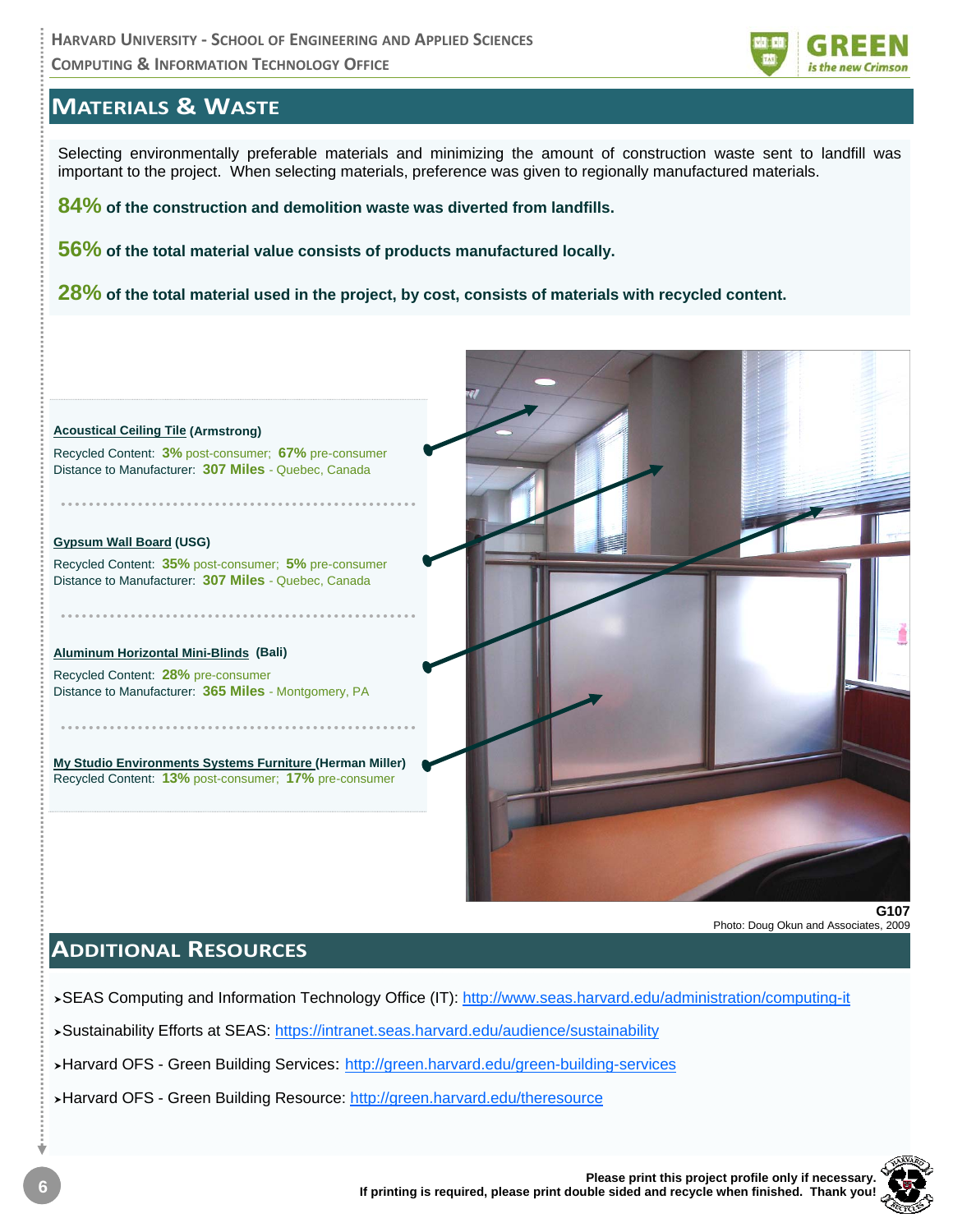## Materials & Waste

Selecting environmentally preferable materials and minimizing the amount of construction waste sent to landfill was important to the project. When selecting materials, preference was given to regionally manufactured materials.

**84% of the construction and demolition waste was diverted from landfills.**

**56% of the total material value consists of products manufactured locally.**

**28% of the total material used in the project, by cost, consists of materials with recycled content.**

**Acoustical Ceiling Tile (Armstrong)**

Recycled Content: **3%** post-consumer; **67%** pre-consumer
Distance to Manufacturer: **307 Miles** - Quebec, Canada

**Gypsum Wall Board (USG)**

Recycled Content: **35%** post-consumer; **5%** pre-consumer
Distance to Manufacturer: **307 Miles** - Quebec, Canada

**Aluminum Horizontal Mini-Blinds (Bali)**

Recycled Content: **28%** pre-consumer
Distance to Manufacturer: **365 Miles** - Montgomery, PA

**My Studio Environments Systems Furniture (Herman Miller)**
Recycled Content: **13%** post-consumer; **17%** pre-consumer

**G107**
Photo: Doug Okun and Associates, 2009

## Additional Resources

- SEAS Computing and Information Technology Office (IT): http://www.seas.harvard.edu/administration/computing-it
- Sustainability Efforts at SEAS: https://intranet.seas.harvard.edu/audience/sustainability
- Harvard OFS - Green Building Services: http://green.harvard.edu/green-building-services
- Harvard OFS - Green Building Resource: http://green.harvard.edu/theresource

**Please print this project profile only if necessary.**
**If printing is required, please print double sided and recycle when finished. Thank you!**